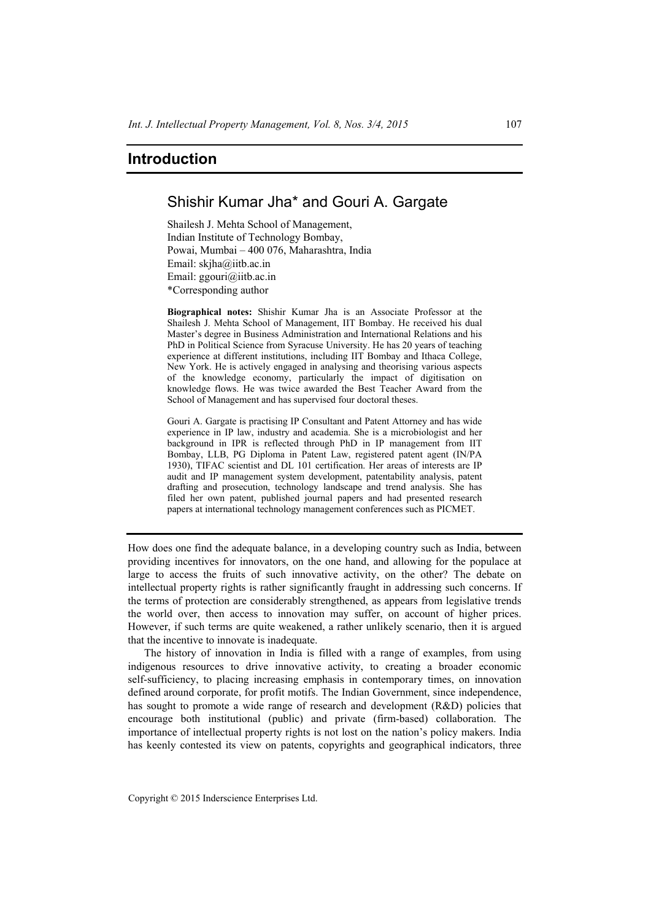# Introduction

## Shishir Kumar Jha* and Gouri A. Gargate

Shailesh J. Mehta School of Management,
Indian Institute of Technology Bombay,
Powai, Mumbai – 400 076, Maharashtra, India
Email: skjha@iitb.ac.in
Email: ggouri@iitb.ac.in
*Corresponding author

**Biographical notes:** Shishir Kumar Jha is an Associate Professor at the Shailesh J. Mehta School of Management, IIT Bombay. He received his dual Master's degree in Business Administration and International Relations and his PhD in Political Science from Syracuse University. He has 20 years of teaching experience at different institutions, including IIT Bombay and Ithaca College, New York. He is actively engaged in analysing and theorising various aspects of the knowledge economy, particularly the impact of digitisation on knowledge flows. He was twice awarded the Best Teacher Award from the School of Management and has supervised four doctoral theses.

Gouri A. Gargate is practising IP Consultant and Patent Attorney and has wide experience in IP law, industry and academia. She is a microbiologist and her background in IPR is reflected through PhD in IP management from IIT Bombay, LLB, PG Diploma in Patent Law, registered patent agent (IN/PA 1930), TIFAC scientist and DL 101 certification. Her areas of interests are IP audit and IP management system development, patentability analysis, patent drafting and prosecution, technology landscape and trend analysis. She has filed her own patent, published journal papers and had presented research papers at international technology management conferences such as PICMET.

How does one find the adequate balance, in a developing country such as India, between providing incentives for innovators, on the one hand, and allowing for the populace at large to access the fruits of such innovative activity, on the other? The debate on intellectual property rights is rather significantly fraught in addressing such concerns. If the terms of protection are considerably strengthened, as appears from legislative trends the world over, then access to innovation may suffer, on account of higher prices. However, if such terms are quite weakened, a rather unlikely scenario, then it is argued that the incentive to innovate is inadequate.

The history of innovation in India is filled with a range of examples, from using indigenous resources to drive innovative activity, to creating a broader economic self-sufficiency, to placing increasing emphasis in contemporary times, on innovation defined around corporate, for profit motifs. The Indian Government, since independence, has sought to promote a wide range of research and development (R&D) policies that encourage both institutional (public) and private (firm-based) collaboration. The importance of intellectual property rights is not lost on the nation's policy makers. India has keenly contested its view on patents, copyrights and geographical indicators, three

Copyright © 2015 Inderscience Enterprises Ltd.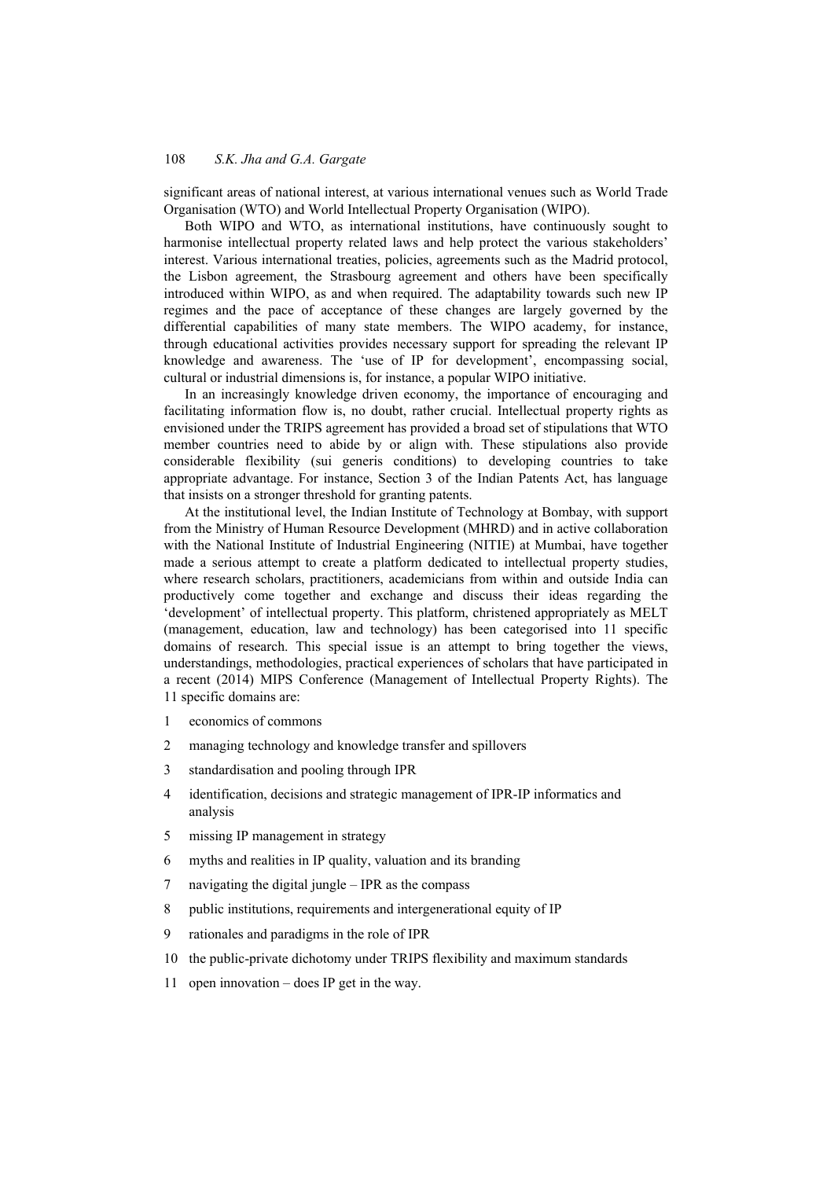significant areas of national interest, at various international venues such as World Trade Organisation (WTO) and World Intellectual Property Organisation (WIPO).

Both WIPO and WTO, as international institutions, have continuously sought to harmonise intellectual property related laws and help protect the various stakeholders' interest. Various international treaties, policies, agreements such as the Madrid protocol, the Lisbon agreement, the Strasbourg agreement and others have been specifically introduced within WIPO, as and when required. The adaptability towards such new IP regimes and the pace of acceptance of these changes are largely governed by the differential capabilities of many state members. The WIPO academy, for instance, through educational activities provides necessary support for spreading the relevant IP knowledge and awareness. The 'use of IP for development', encompassing social, cultural or industrial dimensions is, for instance, a popular WIPO initiative.

In an increasingly knowledge driven economy, the importance of encouraging and facilitating information flow is, no doubt, rather crucial. Intellectual property rights as envisioned under the TRIPS agreement has provided a broad set of stipulations that WTO member countries need to abide by or align with. These stipulations also provide considerable flexibility (sui generis conditions) to developing countries to take appropriate advantage. For instance, Section 3 of the Indian Patents Act, has language that insists on a stronger threshold for granting patents.

At the institutional level, the Indian Institute of Technology at Bombay, with support from the Ministry of Human Resource Development (MHRD) and in active collaboration with the National Institute of Industrial Engineering (NITIE) at Mumbai, have together made a serious attempt to create a platform dedicated to intellectual property studies, where research scholars, practitioners, academicians from within and outside India can productively come together and exchange and discuss their ideas regarding the 'development' of intellectual property. This platform, christened appropriately as MELT (management, education, law and technology) has been categorised into 11 specific domains of research. This special issue is an attempt to bring together the views, understandings, methodologies, practical experiences of scholars that have participated in a recent (2014) MIPS Conference (Management of Intellectual Property Rights). The 11 specific domains are:

1. economics of commons
2. managing technology and knowledge transfer and spillovers
3. standardisation and pooling through IPR
4. identification, decisions and strategic management of IPR-IP informatics and analysis
5. missing IP management in strategy
6. myths and realities in IP quality, valuation and its branding
7. navigating the digital jungle – IPR as the compass
8. public institutions, requirements and intergenerational equity of IP
9. rationales and paradigms in the role of IPR
10. the public-private dichotomy under TRIPS flexibility and maximum standards
11. open innovation – does IP get in the way.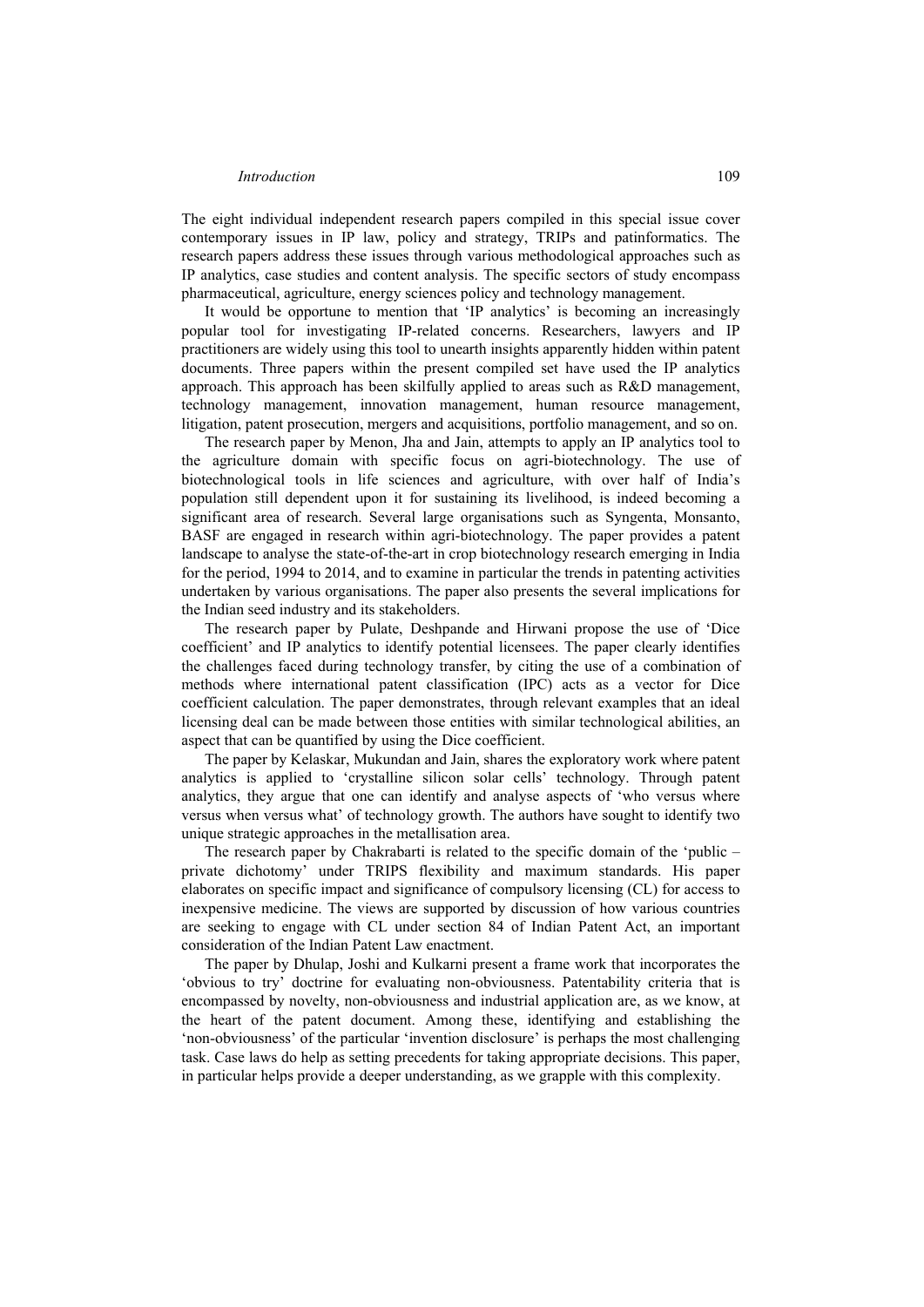The eight individual independent research papers compiled in this special issue cover contemporary issues in IP law, policy and strategy, TRIPs and patinformatics. The research papers address these issues through various methodological approaches such as IP analytics, case studies and content analysis. The specific sectors of study encompass pharmaceutical, agriculture, energy sciences policy and technology management.

It would be opportune to mention that 'IP analytics' is becoming an increasingly popular tool for investigating IP-related concerns. Researchers, lawyers and IP practitioners are widely using this tool to unearth insights apparently hidden within patent documents. Three papers within the present compiled set have used the IP analytics approach. This approach has been skilfully applied to areas such as R&D management, technology management, innovation management, human resource management, litigation, patent prosecution, mergers and acquisitions, portfolio management, and so on.

The research paper by Menon, Jha and Jain, attempts to apply an IP analytics tool to the agriculture domain with specific focus on agri-biotechnology. The use of biotechnological tools in life sciences and agriculture, with over half of India's population still dependent upon it for sustaining its livelihood, is indeed becoming a significant area of research. Several large organisations such as Syngenta, Monsanto, BASF are engaged in research within agri-biotechnology. The paper provides a patent landscape to analyse the state-of-the-art in crop biotechnology research emerging in India for the period, 1994 to 2014, and to examine in particular the trends in patenting activities undertaken by various organisations. The paper also presents the several implications for the Indian seed industry and its stakeholders.

The research paper by Pulate, Deshpande and Hirwani propose the use of 'Dice coefficient' and IP analytics to identify potential licensees. The paper clearly identifies the challenges faced during technology transfer, by citing the use of a combination of methods where international patent classification (IPC) acts as a vector for Dice coefficient calculation. The paper demonstrates, through relevant examples that an ideal licensing deal can be made between those entities with similar technological abilities, an aspect that can be quantified by using the Dice coefficient.

The paper by Kelaskar, Mukundan and Jain, shares the exploratory work where patent analytics is applied to 'crystalline silicon solar cells' technology. Through patent analytics, they argue that one can identify and analyse aspects of 'who versus where versus when versus what' of technology growth. The authors have sought to identify two unique strategic approaches in the metallisation area.

The research paper by Chakrabarti is related to the specific domain of the 'public – private dichotomy' under TRIPS flexibility and maximum standards. His paper elaborates on specific impact and significance of compulsory licensing (CL) for access to inexpensive medicine. The views are supported by discussion of how various countries are seeking to engage with CL under section 84 of Indian Patent Act, an important consideration of the Indian Patent Law enactment.

The paper by Dhulap, Joshi and Kulkarni present a frame work that incorporates the 'obvious to try' doctrine for evaluating non-obviousness. Patentability criteria that is encompassed by novelty, non-obviousness and industrial application are, as we know, at the heart of the patent document. Among these, identifying and establishing the 'non-obviousness' of the particular 'invention disclosure' is perhaps the most challenging task. Case laws do help as setting precedents for taking appropriate decisions. This paper, in particular helps provide a deeper understanding, as we grapple with this complexity.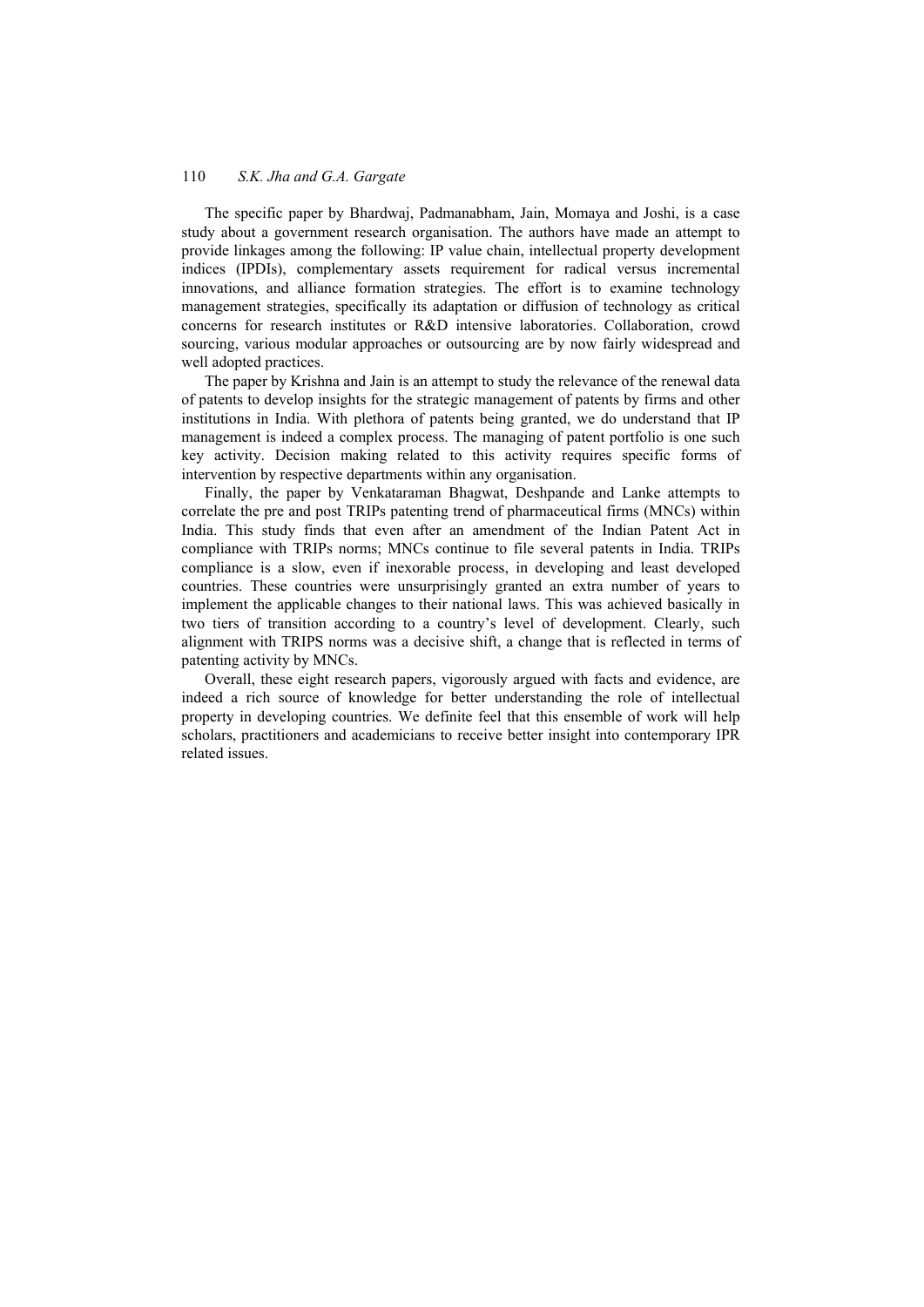The specific paper by Bhardwaj, Padmanabham, Jain, Momaya and Joshi, is a case study about a government research organisation. The authors have made an attempt to provide linkages among the following: IP value chain, intellectual property development indices (IPDIs), complementary assets requirement for radical versus incremental innovations, and alliance formation strategies. The effort is to examine technology management strategies, specifically its adaptation or diffusion of technology as critical concerns for research institutes or R&D intensive laboratories. Collaboration, crowd sourcing, various modular approaches or outsourcing are by now fairly widespread and well adopted practices.

The paper by Krishna and Jain is an attempt to study the relevance of the renewal data of patents to develop insights for the strategic management of patents by firms and other institutions in India. With plethora of patents being granted, we do understand that IP management is indeed a complex process. The managing of patent portfolio is one such key activity. Decision making related to this activity requires specific forms of intervention by respective departments within any organisation.

Finally, the paper by Venkataraman Bhagwat, Deshpande and Lanke attempts to correlate the pre and post TRIPs patenting trend of pharmaceutical firms (MNCs) within India. This study finds that even after an amendment of the Indian Patent Act in compliance with TRIPs norms; MNCs continue to file several patents in India. TRIPs compliance is a slow, even if inexorable process, in developing and least developed countries. These countries were unsurprisingly granted an extra number of years to implement the applicable changes to their national laws. This was achieved basically in two tiers of transition according to a country's level of development. Clearly, such alignment with TRIPS norms was a decisive shift, a change that is reflected in terms of patenting activity by MNCs.

Overall, these eight research papers, vigorously argued with facts and evidence, are indeed a rich source of knowledge for better understanding the role of intellectual property in developing countries. We definite feel that this ensemble of work will help scholars, practitioners and academicians to receive better insight into contemporary IPR related issues.